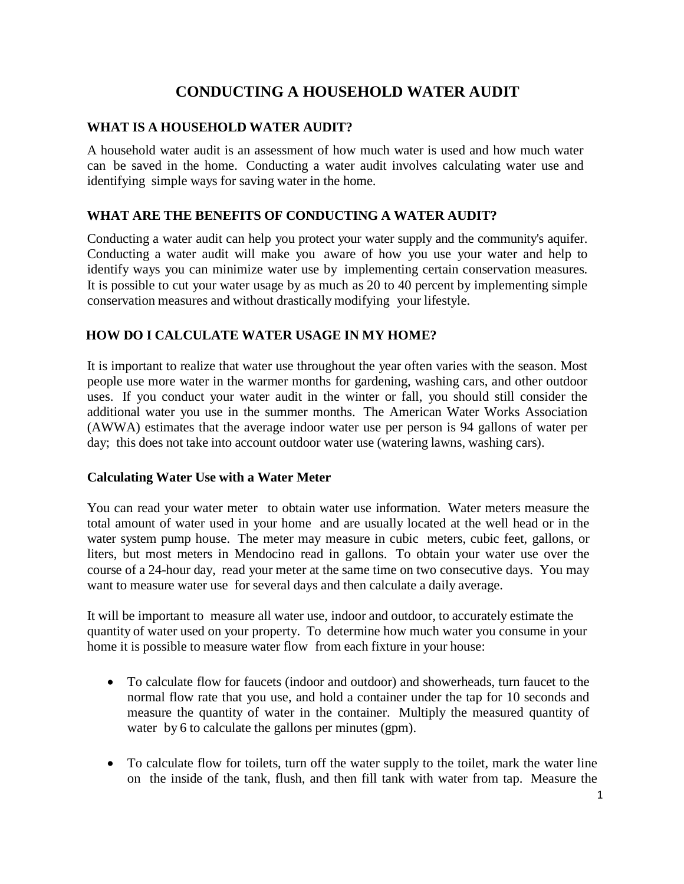# CONDUCTING A HOUSEHOLD WATER AUDIT

## WHAT IS A HOUSEHOLD WATER AUDIT?

A household water audit is an assessment of how much water is used and how much water can be saved in the home. Conducting a water audit involves calculating water use and identifying simple ways for saving water in the home.

## WHAT ARE THE BENEFITS OF CONDUCTING A WATER AUDIT?

Conducting a water audit can help you protect your water supply and the community's aquifer. Conducting a water audit will make you aware of how you use your water and help to identify ways you can minimize water use by implementing certain conservation measures. It is possible to cut your water usage by as much as 20 to 40 percent by implementing simple conservation measures and without drastically modifying your lifestyle.

## HOW DO I CALCULATE WATER USAGE IN MY HOME?

It is important to realize that water use throughout the year often varies with the season. Most people use more water in the warmer months for gardening, washing cars, and other outdoor uses. If you conduct your water audit in the winter or fall, you should still consider the additional water you use in the summer months. The American Water Works Association (AWWA) estimates that the average indoor water use per person is 94 gallons of water per day; this does not take into account outdoor water use (watering lawns, washing cars).

### Calculating Water Use with a Water Meter

You can read your water meter to obtain water use information. Water meters measure the total amount of water used in your home and are usually located at the well head or in the water system pump house. The meter may measure in cubic meters, cubic feet, gallons, or liters, but most meters in Mendocino read in gallons. To obtain your water use over the course of a 24-hour day, read your meter at the same time on two consecutive days. You may want to measure water use for several days and then calculate a daily average.

It will be important to measure all water use, indoor and outdoor, to accurately estimate the quantity of water used on your property. To determine how much water you consume in your home it is possible to measure water flow from each fixture in your house:

- To calculate flow for faucets (indoor and outdoor) and showerheads, turn faucet to the normal flow rate that you use, and hold a container under the tap for 10 seconds and measure the quantity of water in the container. Multiply the measured quantity of water by 6 to calculate the gallons per minutes (gpm).

- To calculate flow for toilets, turn off the water supply to the toilet, mark the water line on the inside of the tank, flush, and then fill tank with water from tap. Measure the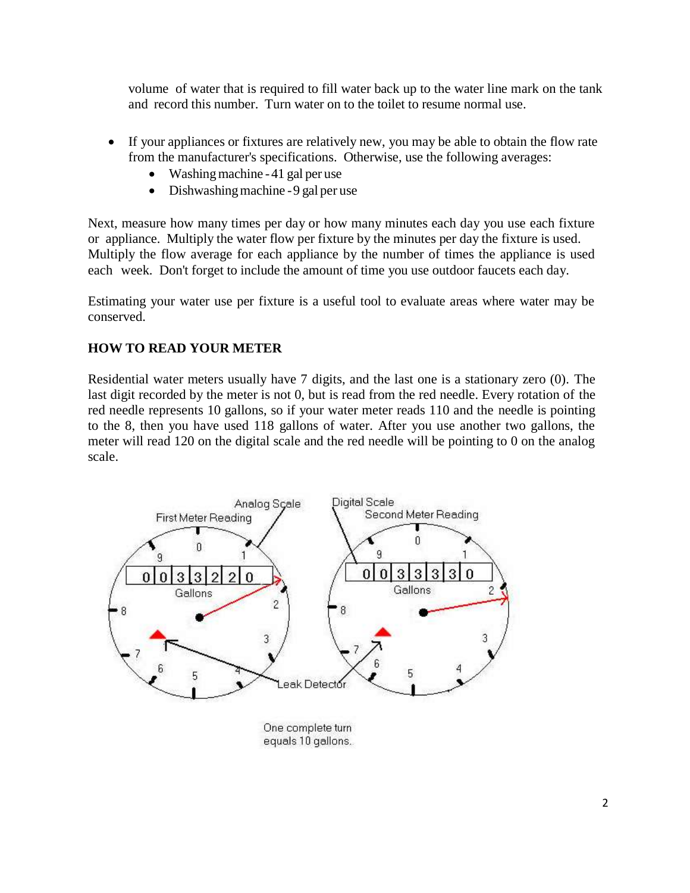volume of water that is required to fill water back up to the water line mark on the tank and record this number. Turn water on to the toilet to resume normal use.

- If your appliances or fixtures are relatively new, you may be able to obtain the flow rate from the manufacturer's specifications. Otherwise, use the following averages:
  - Washing machine - 41 gal per use
  - Dishwashing machine - 9 gal per use

Next, measure how many times per day or how many minutes each day you use each fixture or appliance. Multiply the water flow per fixture by the minutes per day the fixture is used. Multiply the flow average for each appliance by the number of times the appliance is used each week. Don't forget to include the amount of time you use outdoor faucets each day.

Estimating your water use per fixture is a useful tool to evaluate areas where water may be conserved.

**HOW TO READ YOUR METER**

Residential water meters usually have 7 digits, and the last one is a stationary zero (0). The last digit recorded by the meter is not 0, but is read from the red needle. Every rotation of the red needle represents 10 gallons, so if your water meter reads 110 and the needle is pointing to the 8, then you have used 118 gallons of water. After you use another two gallons, the meter will read 120 on the digital scale and the red needle will be pointing to 0 on the analog scale.

One complete turn equals 10 gallons.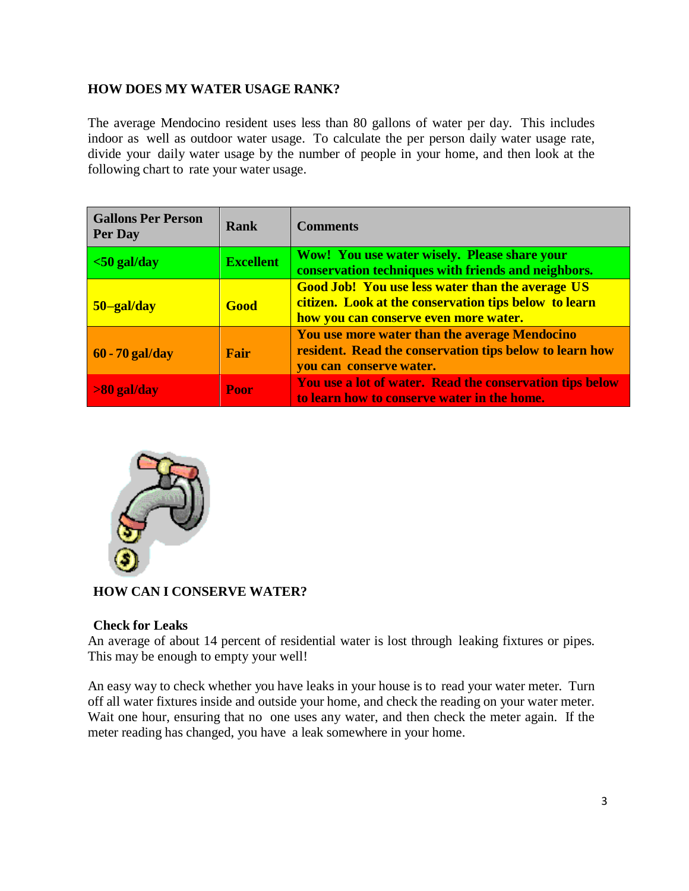**HOW DOES MY WATER USAGE RANK?**

The average Mendocino resident uses less than 80 gallons of water per day. This includes indoor as well as outdoor water usage. To calculate the per person daily water usage rate, divide your daily water usage by the number of people in your home, and then look at the following chart to rate your water usage.

| Gallons Per Person Per Day | Rank | Comments |
|---|---|---|
| **<50 gal/day** | **Excellent** | **Wow! You use water wisely. Please share your conservation techniques with friends and neighbors.** |
| **50–gal/day** | **Good** | **Good Job! You use less water than the average US citizen. Look at the conservation tips below to learn how you can conserve even more water.** |
| **60 - 70 gal/day** | **Fair** | **You use more water than the average Mendocino resident. Read the conservation tips below to learn how you can conserve water.** |
| **>80 gal/day** | **Poor** | **You use a lot of water. Read the conservation tips below to learn how to conserve water in the home.** |

**HOW CAN I CONSERVE WATER?**

**Check for Leaks**

An average of about 14 percent of residential water is lost through leaking fixtures or pipes. This may be enough to empty your well!

An easy way to check whether you have leaks in your house is to read your water meter. Turn off all water fixtures inside and outside your home, and check the reading on your water meter. Wait one hour, ensuring that no one uses any water, and then check the meter again. If the meter reading has changed, you have a leak somewhere in your home.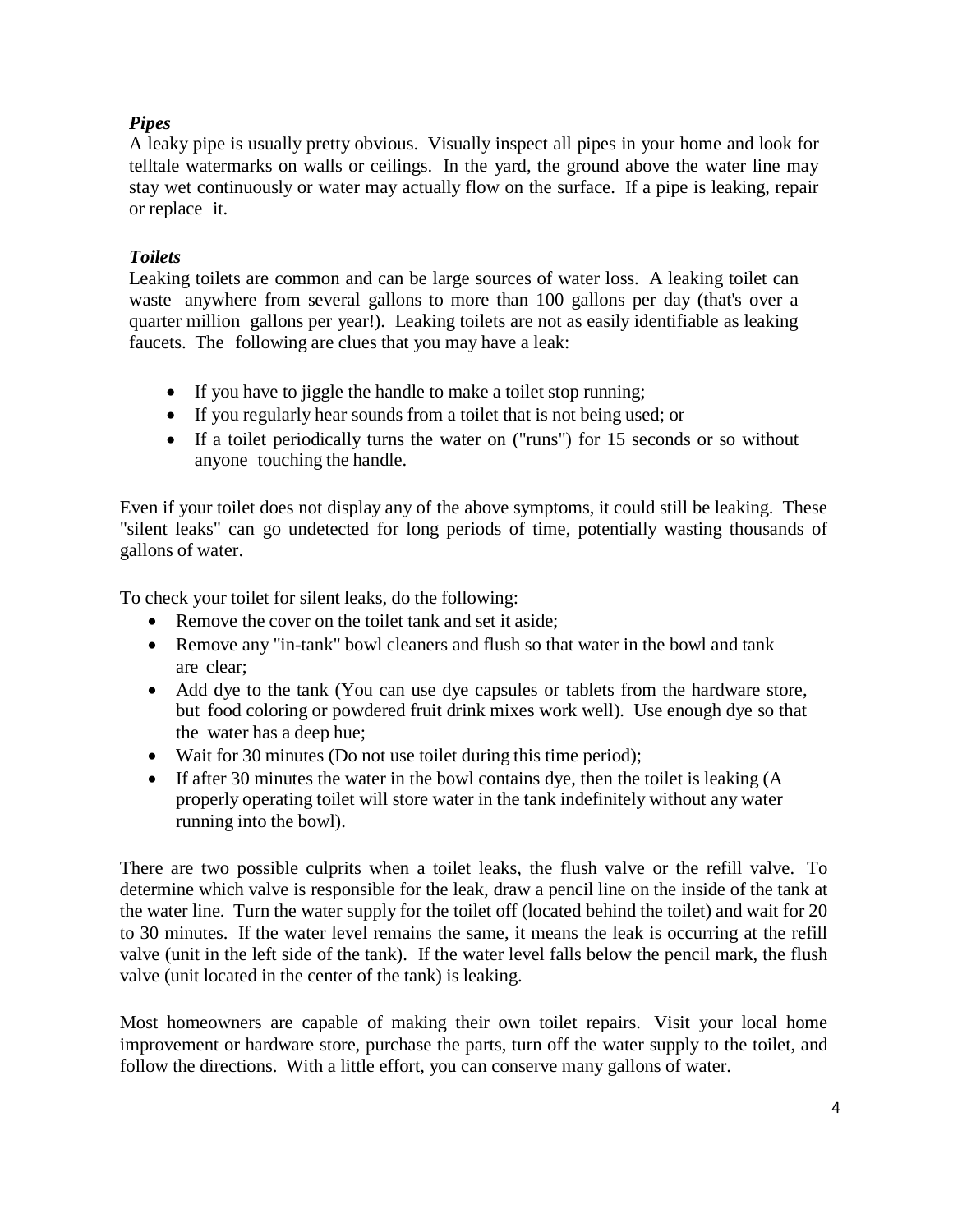***Pipes***

A leaky pipe is usually pretty obvious. Visually inspect all pipes in your home and look for telltale watermarks on walls or ceilings. In the yard, the ground above the water line may stay wet continuously or water may actually flow on the surface. If a pipe is leaking, repair or replace it.

***Toilets***

Leaking toilets are common and can be large sources of water loss. A leaking toilet can waste anywhere from several gallons to more than 100 gallons per day (that's over a quarter million gallons per year!). Leaking toilets are not as easily identifiable as leaking faucets. The following are clues that you may have a leak:

- If you have to jiggle the handle to make a toilet stop running;
- If you regularly hear sounds from a toilet that is not being used; or
- If a toilet periodically turns the water on ("runs") for 15 seconds or so without anyone touching the handle.

Even if your toilet does not display any of the above symptoms, it could still be leaking. These "silent leaks" can go undetected for long periods of time, potentially wasting thousands of gallons of water.

To check your toilet for silent leaks, do the following:

- Remove the cover on the toilet tank and set it aside;
- Remove any "in-tank" bowl cleaners and flush so that water in the bowl and tank are clear;
- Add dye to the tank (You can use dye capsules or tablets from the hardware store, but food coloring or powdered fruit drink mixes work well). Use enough dye so that the water has a deep hue;
- Wait for 30 minutes (Do not use toilet during this time period);
- If after 30 minutes the water in the bowl contains dye, then the toilet is leaking (A properly operating toilet will store water in the tank indefinitely without any water running into the bowl).

There are two possible culprits when a toilet leaks, the flush valve or the refill valve. To determine which valve is responsible for the leak, draw a pencil line on the inside of the tank at the water line. Turn the water supply for the toilet off (located behind the toilet) and wait for 20 to 30 minutes. If the water level remains the same, it means the leak is occurring at the refill valve (unit in the left side of the tank). If the water level falls below the pencil mark, the flush valve (unit located in the center of the tank) is leaking.

Most homeowners are capable of making their own toilet repairs. Visit your local home improvement or hardware store, purchase the parts, turn off the water supply to the toilet, and follow the directions. With a little effort, you can conserve many gallons of water.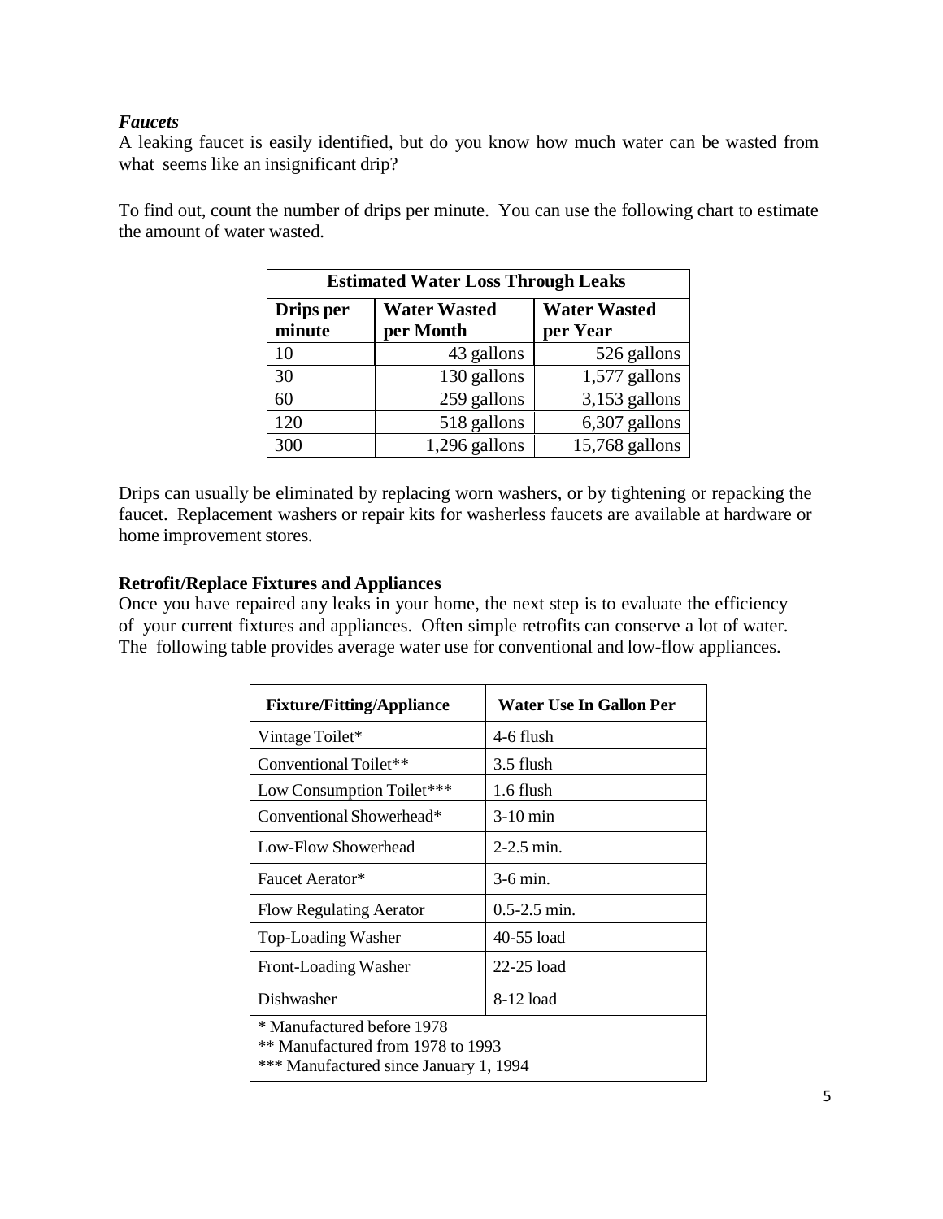### *Faucets*

A leaking faucet is easily identified, but do you know how much water can be wasted from what seems like an insignificant drip?

To find out, count the number of drips per minute. You can use the following chart to estimate the amount of water wasted.

| **Estimated Water Loss Through Leaks** | | |
|---|---|---|
| **Drips per minute** | **Water Wasted per Month** | **Water Wasted per Year** |
| 10 | 43 gallons | 526 gallons |
| 30 | 130 gallons | 1,577 gallons |
| 60 | 259 gallons | 3,153 gallons |
| 120 | 518 gallons | 6,307 gallons |
| 300 | 1,296 gallons | 15,768 gallons |

Drips can usually be eliminated by replacing worn washers, or by tightening or repacking the faucet. Replacement washers or repair kits for washerless faucets are available at hardware or home improvement stores.

### **Retrofit/Replace Fixtures and Appliances**

Once you have repaired any leaks in your home, the next step is to evaluate the efficiency of your current fixtures and appliances. Often simple retrofits can conserve a lot of water. The following table provides average water use for conventional and low-flow appliances.

| **Fixture/Fitting/Appliance** | **Water Use In Gallon Per** |
|---|---|
| Vintage Toilet* | 4-6 flush |
| Conventional Toilet** | 3.5 flush |
| Low Consumption Toilet*** | 1.6 flush |
| Conventional Showerhead* | 3-10 min |
| Low-Flow Showerhead | 2-2.5 min. |
| Faucet Aerator* | 3-6 min. |
| Flow Regulating Aerator | 0.5-2.5 min. |
| Top-Loading Washer | 40-55 load |
| Front-Loading Washer | 22-25 load |
| Dishwasher | 8-12 load |
| * Manufactured before 1978<br>** Manufactured from 1978 to 1993<br>*** Manufactured since January 1, 1994 | |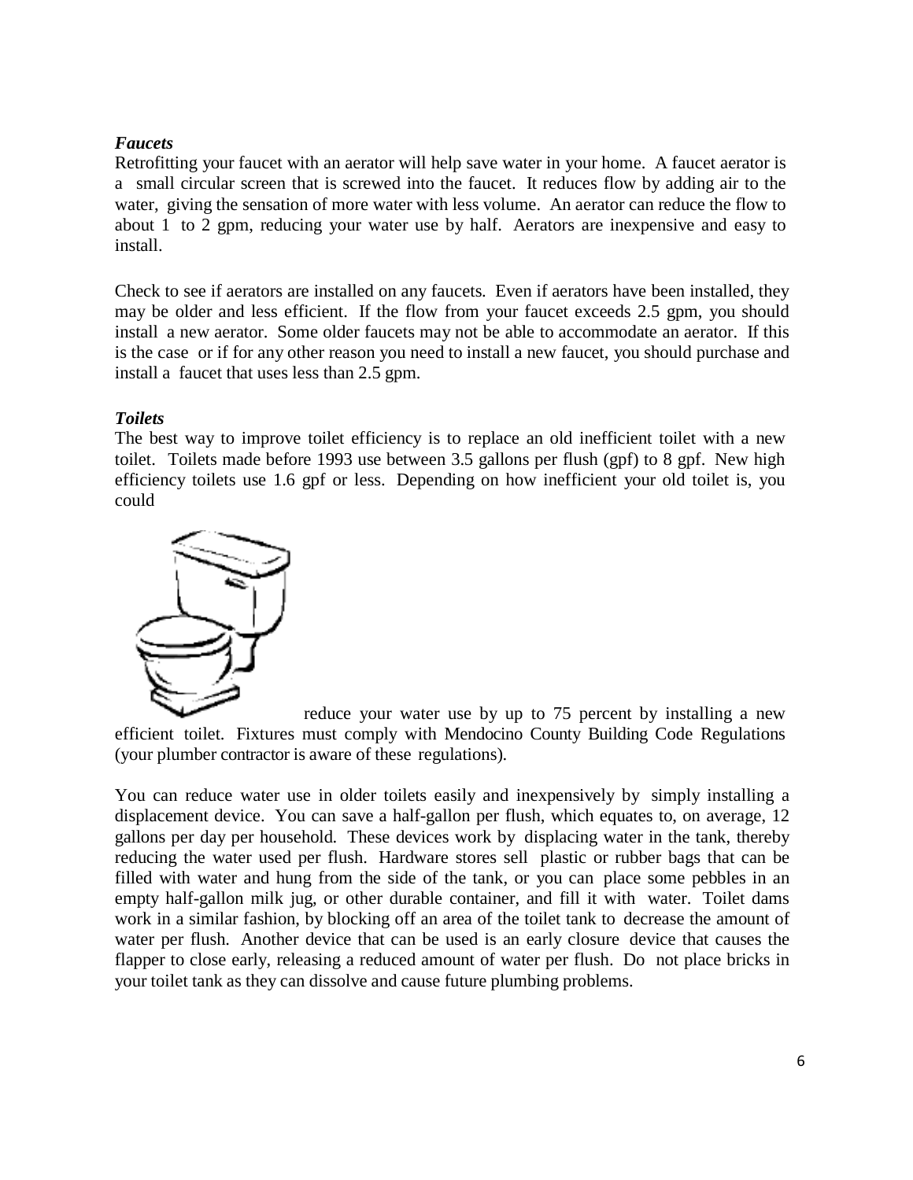***Faucets***

Retrofitting your faucet with an aerator will help save water in your home. A faucet aerator is a small circular screen that is screwed into the faucet. It reduces flow by adding air to the water, giving the sensation of more water with less volume. An aerator can reduce the flow to about 1 to 2 gpm, reducing your water use by half. Aerators are inexpensive and easy to install.

Check to see if aerators are installed on any faucets. Even if aerators have been installed, they may be older and less efficient. If the flow from your faucet exceeds 2.5 gpm, you should install a new aerator. Some older faucets may not be able to accommodate an aerator. If this is the case or if for any other reason you need to install a new faucet, you should purchase and install a faucet that uses less than 2.5 gpm.

***Toilets***

The best way to improve toilet efficiency is to replace an old inefficient toilet with a new toilet. Toilets made before 1993 use between 3.5 gallons per flush (gpf) to 8 gpf. New high efficiency toilets use 1.6 gpf or less. Depending on how inefficient your old toilet is, you could reduce your water use by up to 75 percent by installing a new efficient toilet. Fixtures must comply with Mendocino County Building Code Regulations (your plumber contractor is aware of these regulations).

You can reduce water use in older toilets easily and inexpensively by simply installing a displacement device. You can save a half-gallon per flush, which equates to, on average, 12 gallons per day per household. These devices work by displacing water in the tank, thereby reducing the water used per flush. Hardware stores sell plastic or rubber bags that can be filled with water and hung from the side of the tank, or you can place some pebbles in an empty half-gallon milk jug, or other durable container, and fill it with water. Toilet dams work in a similar fashion, by blocking off an area of the toilet tank to decrease the amount of water per flush. Another device that can be used is an early closure device that causes the flapper to close early, releasing a reduced amount of water per flush. Do not place bricks in your toilet tank as they can dissolve and cause future plumbing problems.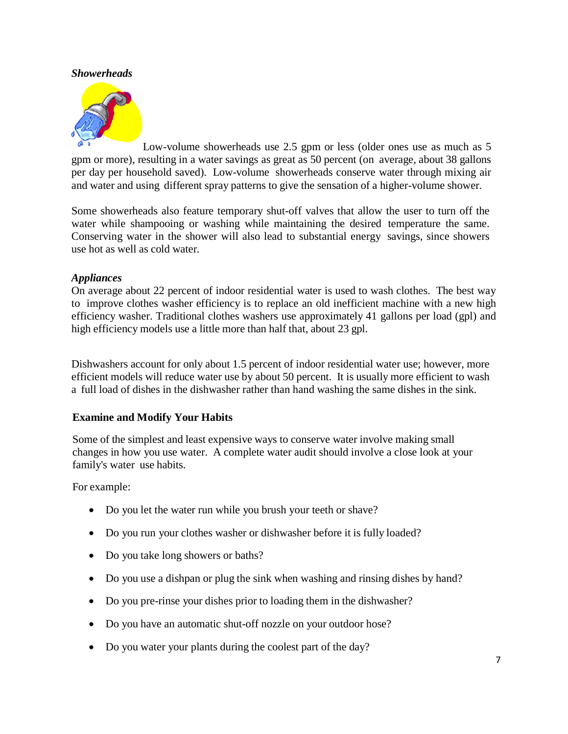***Showerheads***

Low-volume showerheads use 2.5 gpm or less (older ones use as much as 5 gpm or more), resulting in a water savings as great as 50 percent (on average, about 38 gallons per day per household saved). Low-volume showerheads conserve water through mixing air and water and using different spray patterns to give the sensation of a higher-volume shower.

Some showerheads also feature temporary shut-off valves that allow the user to turn off the water while shampooing or washing while maintaining the desired temperature the same. Conserving water in the shower will also lead to substantial energy savings, since showers use hot as well as cold water.

***Appliances***

On average about 22 percent of indoor residential water is used to wash clothes. The best way to improve clothes washer efficiency is to replace an old inefficient machine with a new high efficiency washer. Traditional clothes washers use approximately 41 gallons per load (gpl) and high efficiency models use a little more than half that, about 23 gpl.

Dishwashers account for only about 1.5 percent of indoor residential water use; however, more efficient models will reduce water use by about 50 percent. It is usually more efficient to wash a full load of dishes in the dishwasher rather than hand washing the same dishes in the sink.

**Examine and Modify Your Habits**

Some of the simplest and least expensive ways to conserve water involve making small changes in how you use water. A complete water audit should involve a close look at your family's water use habits.

For example:

- Do you let the water run while you brush your teeth or shave?
- Do you run your clothes washer or dishwasher before it is fully loaded?
- Do you take long showers or baths?
- Do you use a dishpan or plug the sink when washing and rinsing dishes by hand?
- Do you pre-rinse your dishes prior to loading them in the dishwasher?
- Do you have an automatic shut-off nozzle on your outdoor hose?
- Do you water your plants during the coolest part of the day?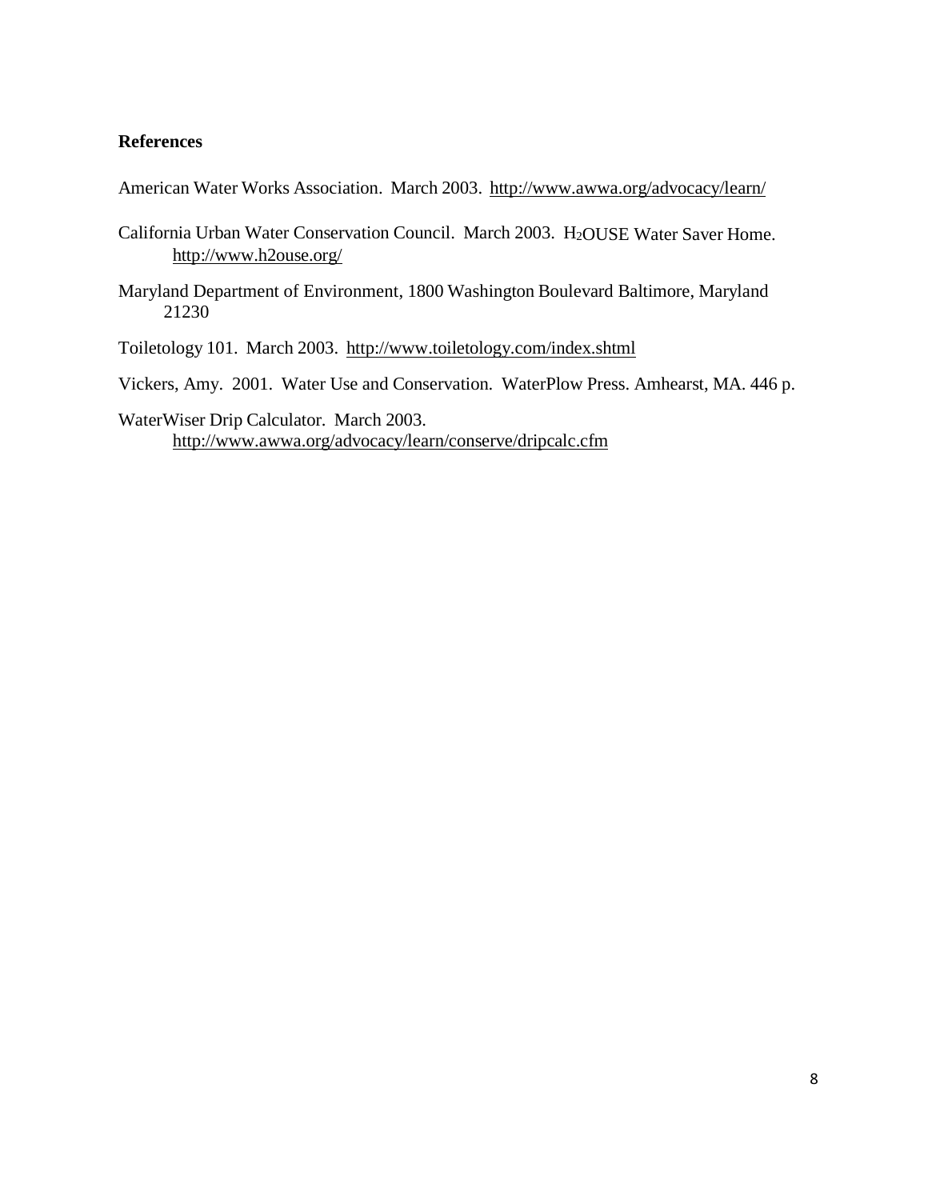**References**

American Water Works Association. March 2003. http://www.awwa.org/advocacy/learn/

California Urban Water Conservation Council. March 2003. $H_2$OUSE Water Saver Home. http://www.h2ouse.org/

Maryland Department of Environment, 1800 Washington Boulevard Baltimore, Maryland 21230

Toiletology 101. March 2003. http://www.toiletology.com/index.shtml

Vickers, Amy. 2001. Water Use and Conservation. WaterPlow Press. Amhearst, MA. 446 p.

WaterWiser Drip Calculator. March 2003. http://www.awwa.org/advocacy/learn/conserve/dripcalc.cfm